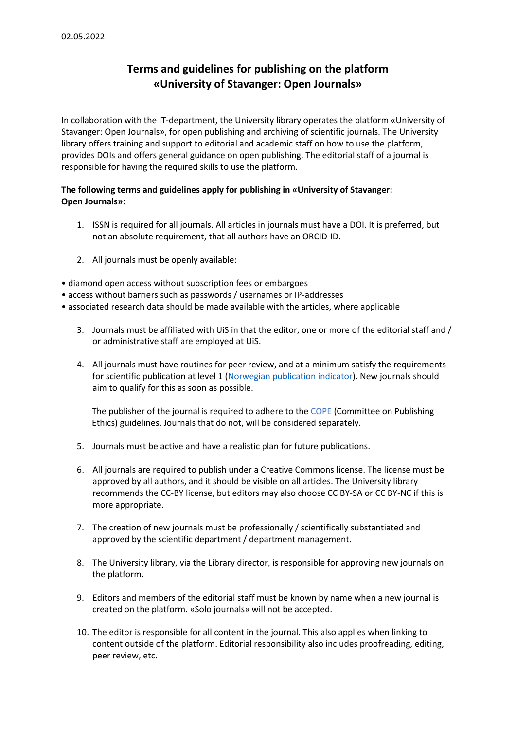02.05.2022

# Terms and guidelines for publishing on the platform «University of Stavanger: Open Journals»

In collaboration with the IT-department, the University library operates the platform «University of Stavanger: Open Journals», for open publishing and archiving of scientific journals. The University library offers training and support to editorial and academic staff on how to use the platform, provides DOIs and offers general guidance on open publishing. The editorial staff of a journal is responsible for having the required skills to use the platform.

**The following terms and guidelines apply for publishing in «University of Stavanger: Open Journals»:**

1. ISSN is required for all journals. All articles in journals must have a DOI. It is preferred, but not an absolute requirement, that all authors have an ORCID-ID.

2. All journals must be openly available:

- diamond open access without subscription fees or embargoes
- access without barriers such as passwords / usernames or IP-addresses
- associated research data should be made available with the articles, where applicable

3. Journals must be affiliated with UiS in that the editor, one or more of the editorial staff and / or administrative staff are employed at UiS.

4. All journals must have routines for peer review, and at a minimum satisfy the requirements for scientific publication at level 1 (Norwegian publication indicator). New journals should aim to qualify for this as soon as possible.

   The publisher of the journal is required to adhere to the COPE (Committee on Publishing Ethics) guidelines. Journals that do not, will be considered separately.

5. Journals must be active and have a realistic plan for future publications.

6. All journals are required to publish under a Creative Commons license. The license must be approved by all authors, and it should be visible on all articles. The University library recommends the CC-BY license, but editors may also choose CC BY-SA or CC BY-NC if this is more appropriate.

7. The creation of new journals must be professionally / scientifically substantiated and approved by the scientific department / department management.

8. The University library, via the Library director, is responsible for approving new journals on the platform.

9. Editors and members of the editorial staff must be known by name when a new journal is created on the platform. «Solo journals» will not be accepted.

10. The editor is responsible for all content in the journal. This also applies when linking to content outside of the platform. Editorial responsibility also includes proofreading, editing, peer review, etc.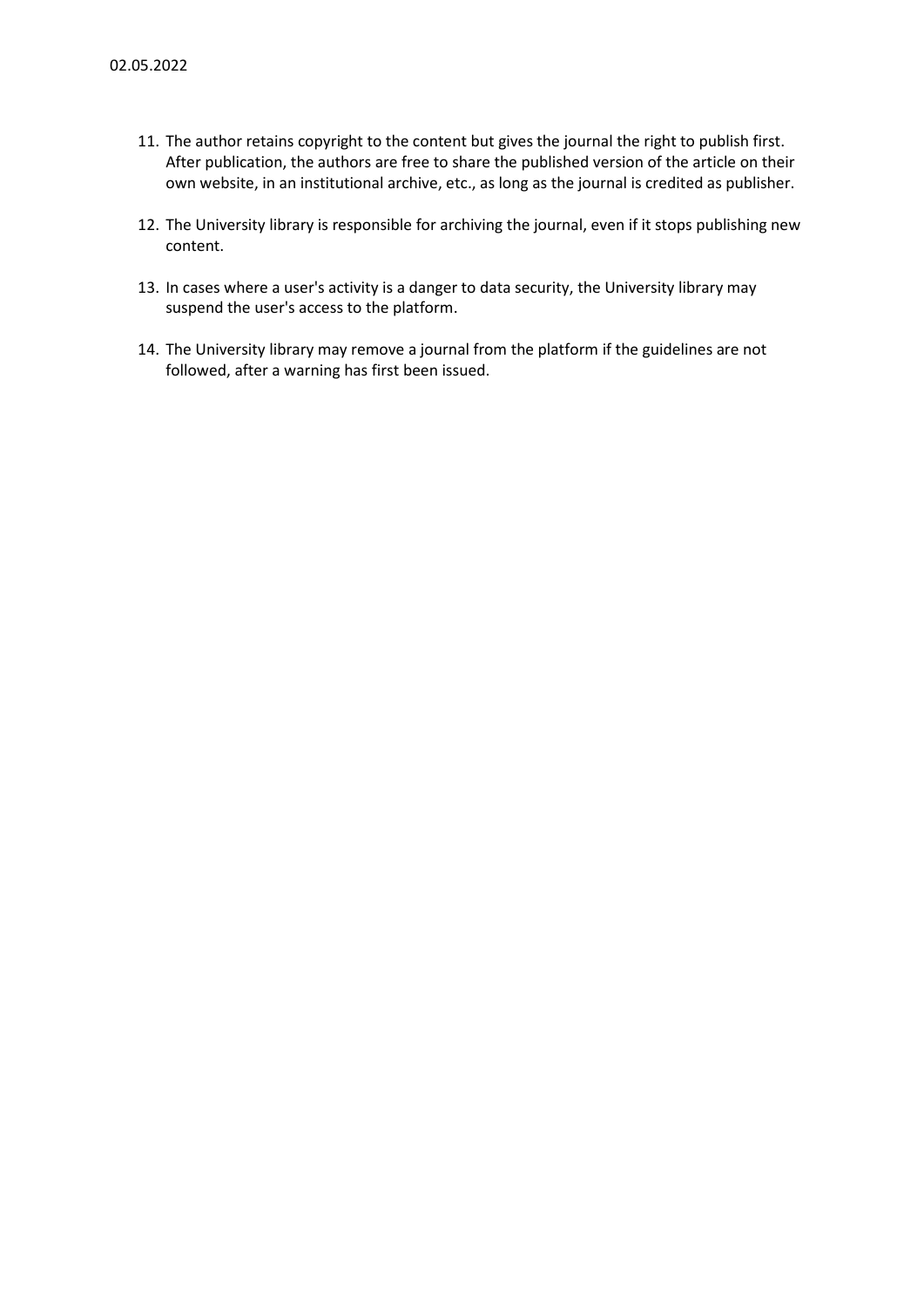02.05.2022

11. The author retains copyright to the content but gives the journal the right to publish first. After publication, the authors are free to share the published version of the article on their own website, in an institutional archive, etc., as long as the journal is credited as publisher.

12. The University library is responsible for archiving the journal, even if it stops publishing new content.

13. In cases where a user's activity is a danger to data security, the University library may suspend the user's access to the platform.

14. The University library may remove a journal from the platform if the guidelines are not followed, after a warning has first been issued.